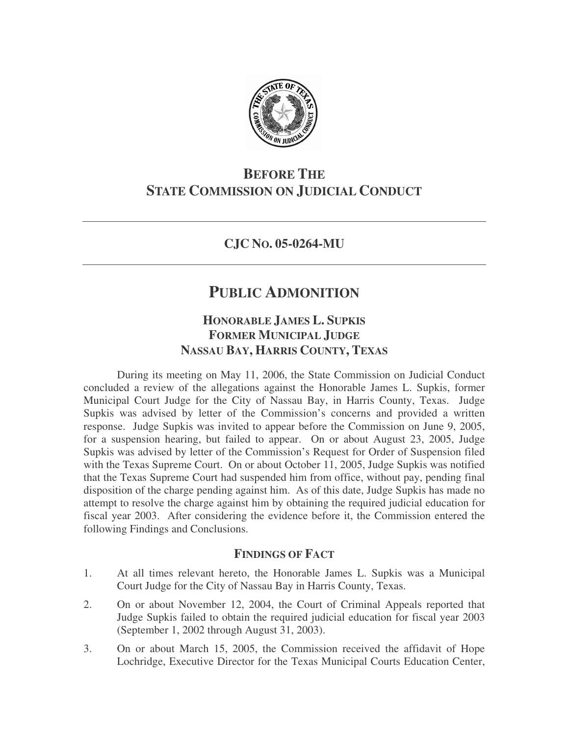# BEFORE THE STATE COMMISSION ON JUDICIAL CONDUCT

## CJC NO. 05-0264-MU

# PUBLIC ADMONITION

### HONORABLE JAMES L. SUPKIS
### FORMER MUNICIPAL JUDGE
### NASSAU BAY, HARRIS COUNTY, TEXAS

During its meeting on May 11, 2006, the State Commission on Judicial Conduct concluded a review of the allegations against the Honorable James L. Supkis, former Municipal Court Judge for the City of Nassau Bay, in Harris County, Texas. Judge Supkis was advised by letter of the Commission's concerns and provided a written response. Judge Supkis was invited to appear before the Commission on June 9, 2005, for a suspension hearing, but failed to appear. On or about August 23, 2005, Judge Supkis was advised by letter of the Commission's Request for Order of Suspension filed with the Texas Supreme Court. On or about October 11, 2005, Judge Supkis was notified that the Texas Supreme Court had suspended him from office, without pay, pending final disposition of the charge pending against him. As of this date, Judge Supkis has made no attempt to resolve the charge against him by obtaining the required judicial education for fiscal year 2003. After considering the evidence before it, the Commission entered the following Findings and Conclusions.

### FINDINGS OF FACT

1. At all times relevant hereto, the Honorable James L. Supkis was a Municipal Court Judge for the City of Nassau Bay in Harris County, Texas.
2. On or about November 12, 2004, the Court of Criminal Appeals reported that Judge Supkis failed to obtain the required judicial education for fiscal year 2003 (September 1, 2002 through August 31, 2003).
3. On or about March 15, 2005, the Commission received the affidavit of Hope Lochridge, Executive Director for the Texas Municipal Courts Education Center,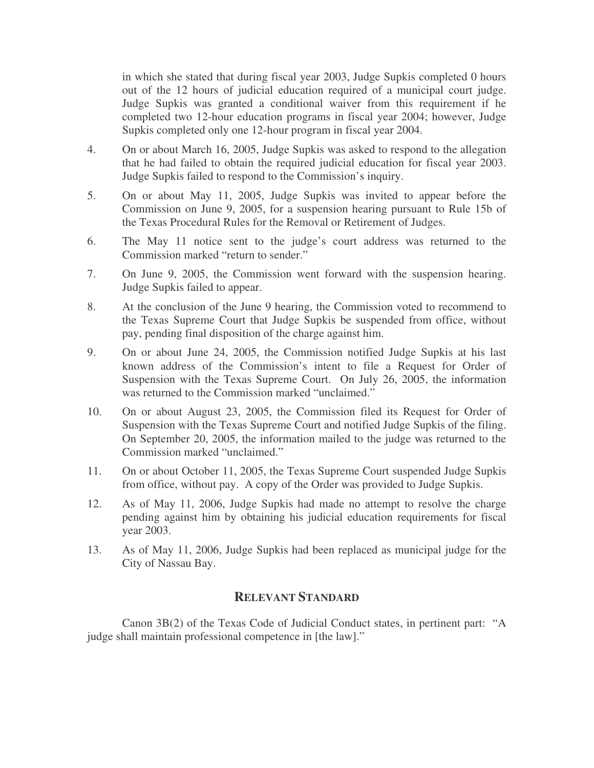in which she stated that during fiscal year 2003, Judge Supkis completed 0 hours out of the 12 hours of judicial education required of a municipal court judge. Judge Supkis was granted a conditional waiver from this requirement if he completed two 12-hour education programs in fiscal year 2004; however, Judge Supkis completed only one 12-hour program in fiscal year 2004.

4. On or about March 16, 2005, Judge Supkis was asked to respond to the allegation that he had failed to obtain the required judicial education for fiscal year 2003. Judge Supkis failed to respond to the Commission's inquiry.

5. On or about May 11, 2005, Judge Supkis was invited to appear before the Commission on June 9, 2005, for a suspension hearing pursuant to Rule 15b of the Texas Procedural Rules for the Removal or Retirement of Judges.

6. The May 11 notice sent to the judge's court address was returned to the Commission marked "return to sender."

7. On June 9, 2005, the Commission went forward with the suspension hearing. Judge Supkis failed to appear.

8. At the conclusion of the June 9 hearing, the Commission voted to recommend to the Texas Supreme Court that Judge Supkis be suspended from office, without pay, pending final disposition of the charge against him.

9. On or about June 24, 2005, the Commission notified Judge Supkis at his last known address of the Commission's intent to file a Request for Order of Suspension with the Texas Supreme Court. On July 26, 2005, the information was returned to the Commission marked "unclaimed."

10. On or about August 23, 2005, the Commission filed its Request for Order of Suspension with the Texas Supreme Court and notified Judge Supkis of the filing. On September 20, 2005, the information mailed to the judge was returned to the Commission marked "unclaimed."

11. On or about October 11, 2005, the Texas Supreme Court suspended Judge Supkis from office, without pay. A copy of the Order was provided to Judge Supkis.

12. As of May 11, 2006, Judge Supkis had made no attempt to resolve the charge pending against him by obtaining his judicial education requirements for fiscal year 2003.

13. As of May 11, 2006, Judge Supkis had been replaced as municipal judge for the City of Nassau Bay.

## RELEVANT STANDARD

Canon 3B(2) of the Texas Code of Judicial Conduct states, in pertinent part: "A judge shall maintain professional competence in [the law]."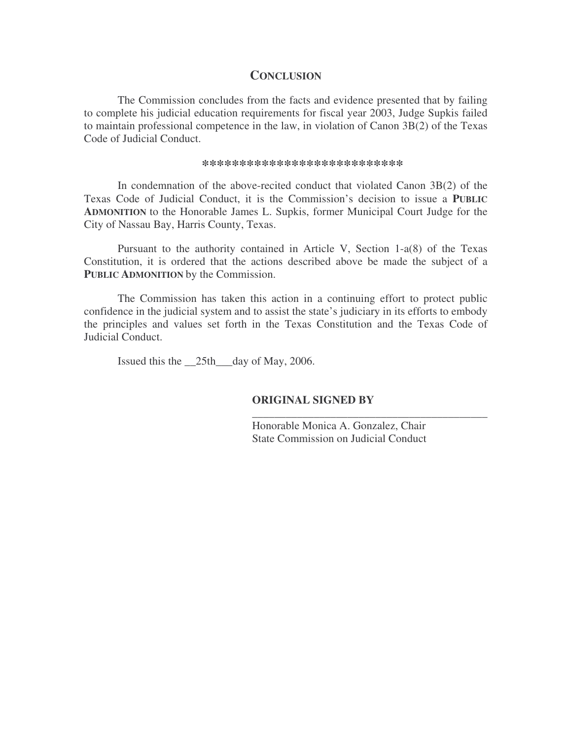## CONCLUSION

The Commission concludes from the facts and evidence presented that by failing to complete his judicial education requirements for fiscal year 2003, Judge Supkis failed to maintain professional competence in the law, in violation of Canon 3B(2) of the Texas Code of Judicial Conduct.

**************************

In condemnation of the above-recited conduct that violated Canon 3B(2) of the Texas Code of Judicial Conduct, it is the Commission's decision to issue a **PUBLIC ADMONITION** to the Honorable James L. Supkis, former Municipal Court Judge for the City of Nassau Bay, Harris County, Texas.

Pursuant to the authority contained in Article V, Section 1-a(8) of the Texas Constitution, it is ordered that the actions described above be made the subject of a **PUBLIC ADMONITION** by the Commission.

The Commission has taken this action in a continuing effort to protect public confidence in the judicial system and to assist the state's judiciary in its efforts to embody the principles and values set forth in the Texas Constitution and the Texas Code of Judicial Conduct.

Issued this the __25th___day of May, 2006.

**ORIGINAL SIGNED BY**

_________________________________________

Honorable Monica A. Gonzalez, Chair
State Commission on Judicial Conduct